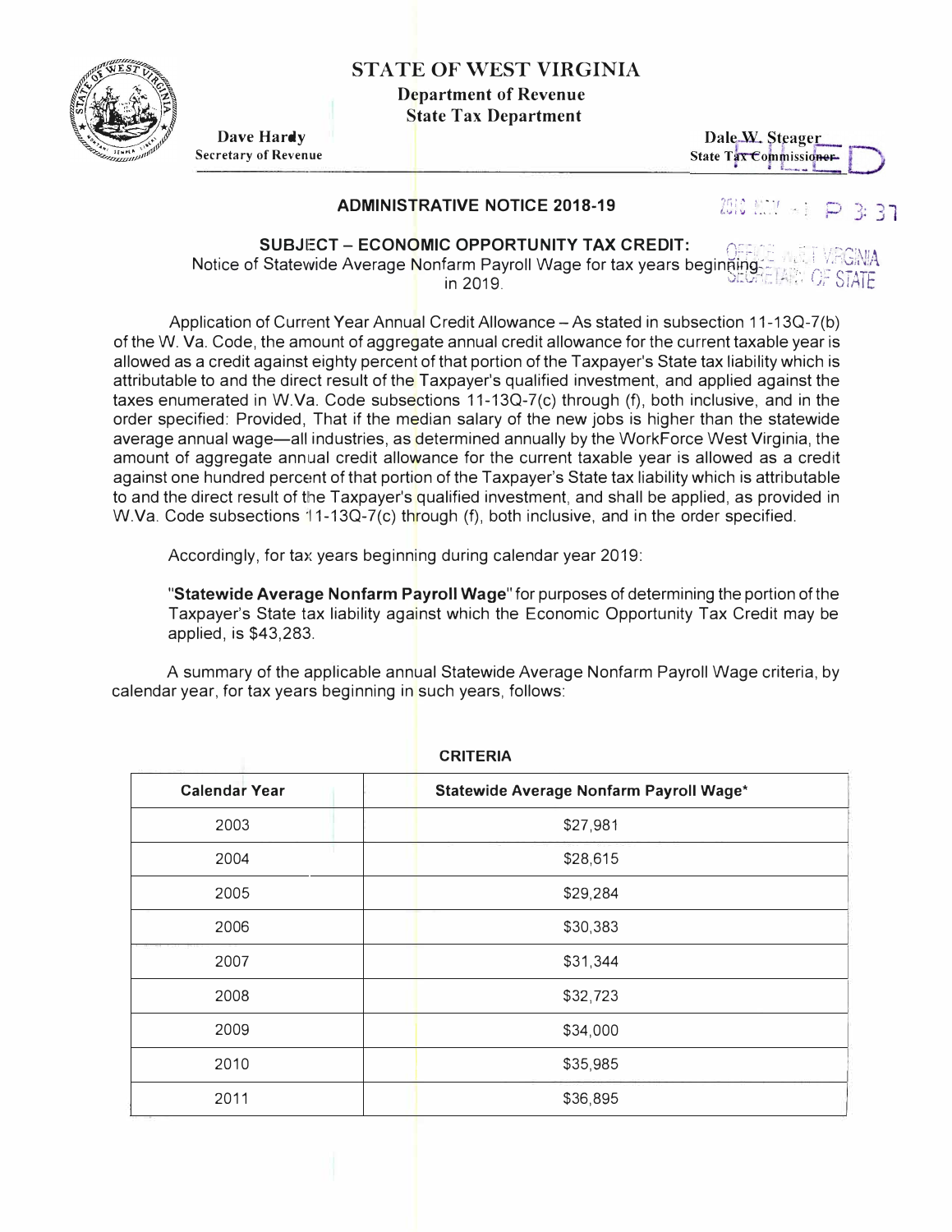# STATE OF WEST VIRGINIA

**Department of Revenue**
**State Tax Department**

**Dave Hardy**
**Secretary of Revenue**

**Dale W. Steager**
**State Tax Commissioner**

FILED

2018 NOV -1 P 3:37

OFFICE WEST VIRGINIA SECRETARY OF STATE

## ADMINISTRATIVE NOTICE 2018-19

**SUBJECT – ECONOMIC OPPORTUNITY TAX CREDIT:**
Notice of Statewide Average Nonfarm Payroll Wage for tax years beginning in 2019.

Application of Current Year Annual Credit Allowance – As stated in subsection 11-13Q-7(b) of the W. Va. Code, the amount of aggregate annual credit allowance for the current taxable year is allowed as a credit against eighty percent of that portion of the Taxpayer's State tax liability which is attributable to and the direct result of the Taxpayer's qualified investment, and applied against the taxes enumerated in W.Va. Code subsections 11-13Q-7(c) through (f), both inclusive, and in the order specified: Provided, That if the median salary of the new jobs is higher than the statewide average annual wage—all industries, as determined annually by the WorkForce West Virginia, the amount of aggregate annual credit allowance for the current taxable year is allowed as a credit against one hundred percent of that portion of the Taxpayer's State tax liability which is attributable to and the direct result of the Taxpayer's qualified investment, and shall be applied, as provided in W.Va. Code subsections 11-13Q-7(c) through (f), both inclusive, and in the order specified.

Accordingly, for tax years beginning during calendar year 2019:

"**Statewide Average Nonfarm Payroll Wage**" for purposes of determining the portion of the Taxpayer's State tax liability against which the Economic Opportunity Tax Credit may be applied, is $43,283.

A summary of the applicable annual Statewide Average Nonfarm Payroll Wage criteria, by calendar year, for tax years beginning in such years, follows:

**CRITERIA**

| Calendar Year | Statewide Average Nonfarm Payroll Wage* |
|---|---|
| 2003 | $27,981 |
| 2004 | $28,615 |
| 2005 | $29,284 |
| 2006 | $30,383 |
| 2007 | $31,344 |
| 2008 | $32,723 |
| 2009 | $34,000 |
| 2010 | $35,985 |
| 2011 | $36,895 |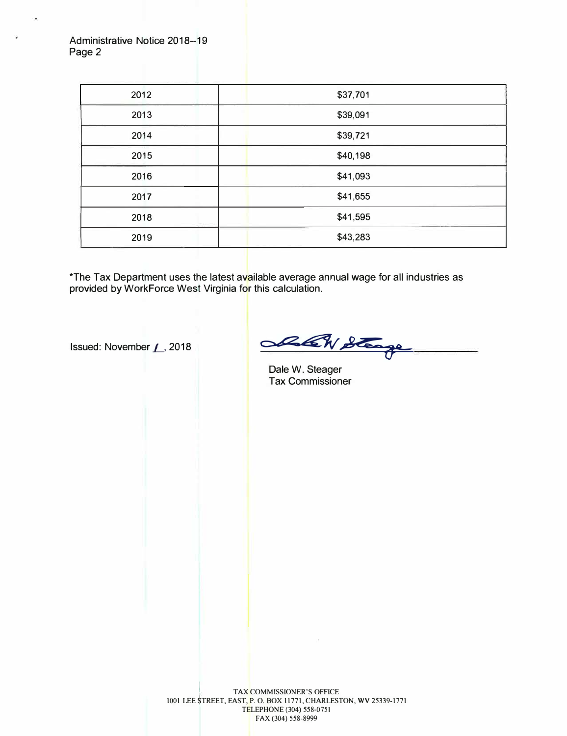| | |
|---|---|
| 2012 | $37,701 |
| 2013 | $39,091 |
| 2014 | $39,721 |
| 2015 | $40,198 |
| 2016 | $41,093 |
| 2017 | $41,655 |
| 2018 | $41,595 |
| 2019 | $43,283 |

*The Tax Department uses the latest available average annual wage for all industries as provided by WorkForce West Virginia for this calculation.

Issued: November 1, 2018

Dale W. Steager
Tax Commissioner

TAX COMMISSIONER'S OFFICE
1001 LEE STREET, EAST, P. O. BOX 11771, CHARLESTON, WV 25339-1771
TELEPHONE (304) 558-0751
FAX (304) 558-8999